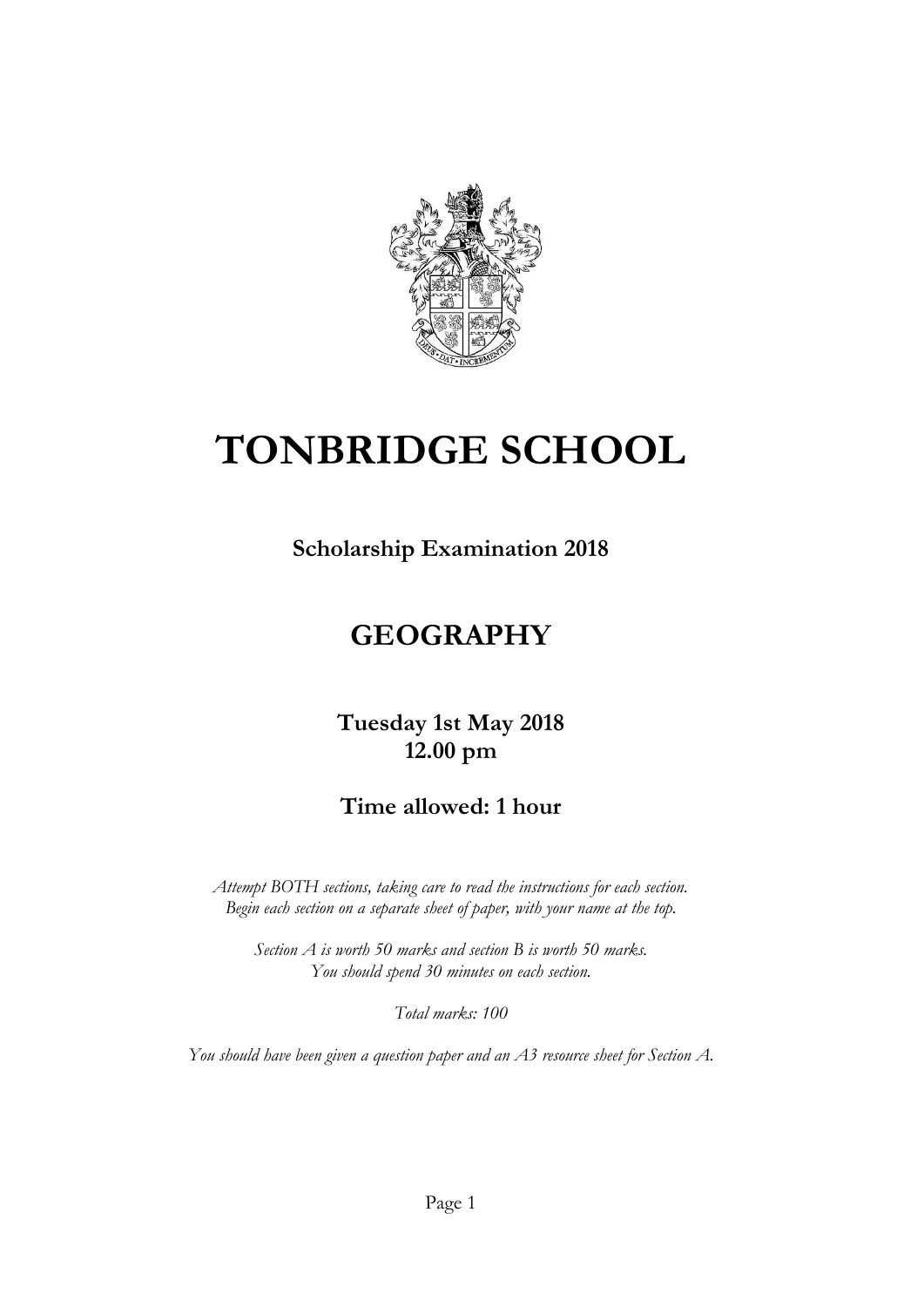# TONBRIDGE SCHOOL

**Scholarship Examination 2018**

## GEOGRAPHY

**Tuesday 1st May 2018**
**12.00 pm**

**Time allowed: 1 hour**

*Attempt BOTH sections, taking care to read the instructions for each section.*
*Begin each section on a separate sheet of paper, with your name at the top.*

*Section A is worth 50 marks and section B is worth 50 marks.*
*You should spend 30 minutes on each section.*

*Total marks: 100*

*You should have been given a question paper and an A3 resource sheet for Section A.*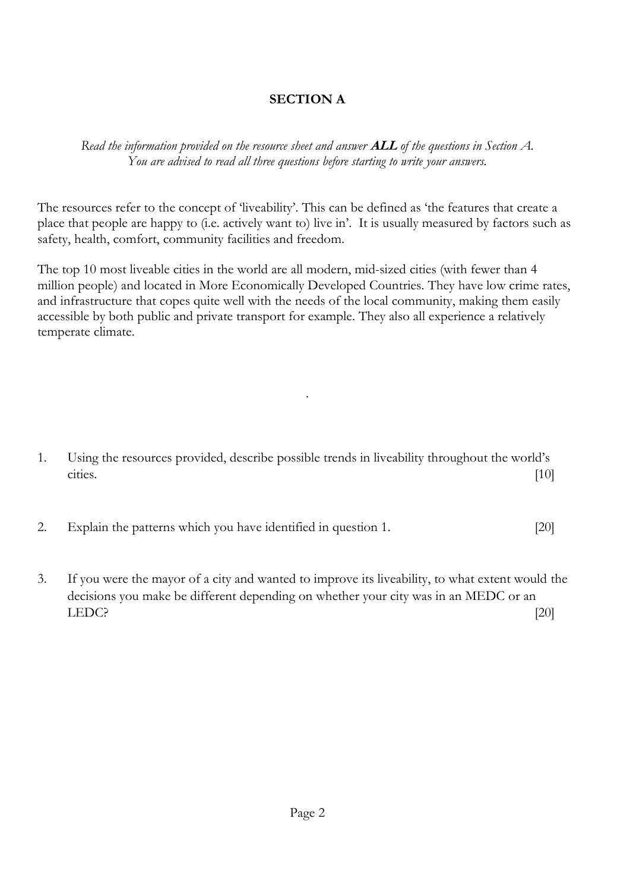## SECTION A

*Read the information provided on the resource sheet and answer **ALL** of the questions in Section A. You are advised to read all three questions before starting to write your answers.*

The resources refer to the concept of 'liveability'. This can be defined as 'the features that create a place that people are happy to (i.e. actively want to) live in'. It is usually measured by factors such as safety, health, comfort, community facilities and freedom.

The top 10 most liveable cities in the world are all modern, mid-sized cities (with fewer than 4 million people) and located in More Economically Developed Countries. They have low crime rates, and infrastructure that copes quite well with the needs of the local community, making them easily accessible by both public and private transport for example. They also all experience a relatively temperate climate.

1. Using the resources provided, describe possible trends in liveability throughout the world's cities. [10]

2. Explain the patterns which you have identified in question 1. [20]

3. If you were the mayor of a city and wanted to improve its liveability, to what extent would the decisions you make be different depending on whether your city was in an MEDC or an LEDC? [20]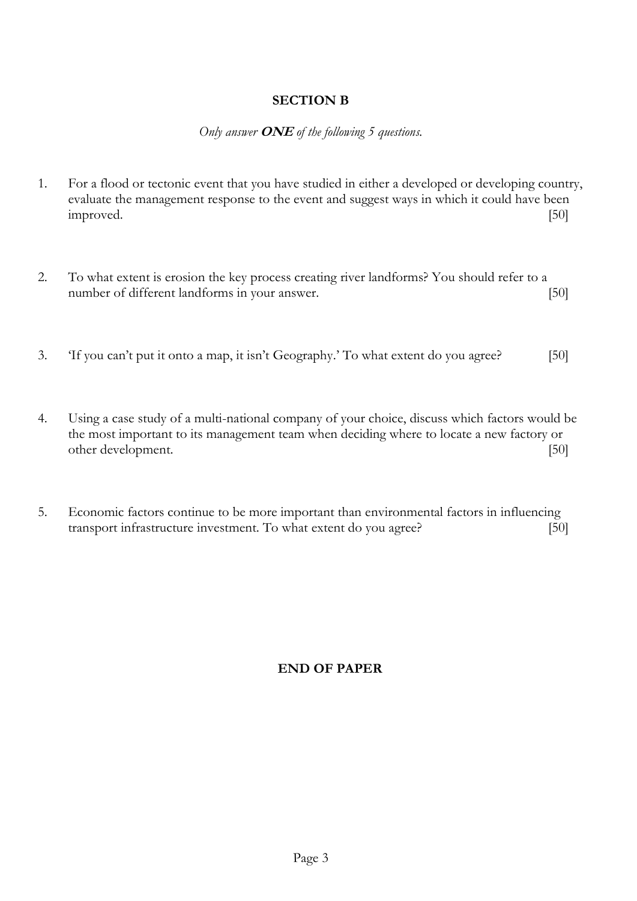## SECTION B

*Only answer **ONE** of the following 5 questions.*

1. For a flood or tectonic event that you have studied in either a developed or developing country, evaluate the management response to the event and suggest ways in which it could have been improved. [50]

2. To what extent is erosion the key process creating river landforms? You should refer to a number of different landforms in your answer. [50]

3. 'If you can't put it onto a map, it isn't Geography.' To what extent do you agree? [50]

4. Using a case study of a multi-national company of your choice, discuss which factors would be the most important to its management team when deciding where to locate a new factory or other development. [50]

5. Economic factors continue to be more important than environmental factors in influencing transport infrastructure investment. To what extent do you agree? [50]

**END OF PAPER**